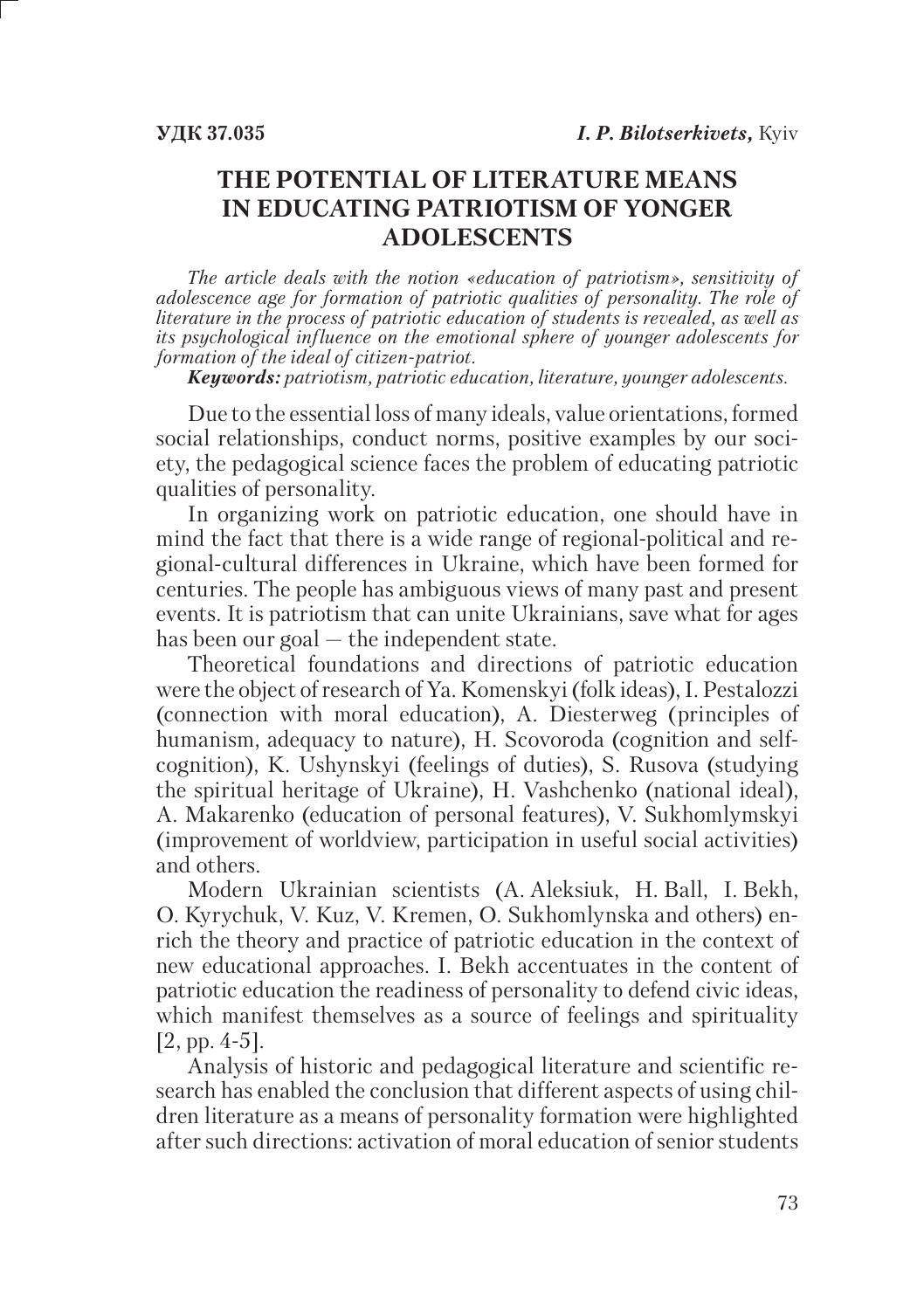**УДК 37.035** ***I. P. Bilotserkivets,*** Kyiv

# THE POTENTIAL OF LITERATURE MEANS IN EDUCATING PATRIOTISM OF YONGER ADOLESCENTS

*The article deals with the notion «education of patriotism», sensitivity of adolescence age for formation of patriotic qualities of personality. The role of literature in the process of patriotic education of students is revealed, as well as its psychological influence on the emotional sphere of younger adolescents for formation of the ideal of citizen-patriot.*

***Keywords:*** *patriotism, patriotic education, literature, younger adolescents.*

Due to the essential loss of many ideals, value orientations, formed social relationships, conduct norms, positive examples by our society, the pedagogical science faces the problem of educating patriotic qualities of personality.

In organizing work on patriotic education, one should have in mind the fact that there is a wide range of regional-political and regional-cultural differences in Ukraine, which have been formed for centuries. The people has ambiguous views of many past and present events. It is patriotism that can unite Ukrainians, save what for ages has been our goal — the independent state.

Theoretical foundations and directions of patriotic education were the object of research of Ya. Komenskyi (folk ideas), I. Pestalozzi (connection with moral education), A. Diesterweg (principles of humanism, adequacy to nature), H. Scovoroda (cognition and self-cognition), K. Ushynskyi (feelings of duties), S. Rusova (studying the spiritual heritage of Ukraine), H. Vashchenko (national ideal), A. Makarenko (education of personal features), V. Sukhomlymskyi (improvement of worldview, participation in useful social activities) and others.

Modern Ukrainian scientists (A. Aleksiuk, H. Ball, I. Bekh, O. Kyrychuk, V. Kuz, V. Kremen, O. Sukhomlynska and others) enrich the theory and practice of patriotic education in the context of new educational approaches. I. Bekh accentuates in the content of patriotic education the readiness of personality to defend civic ideas, which manifest themselves as a source of feelings and spirituality [2, pp. 4-5].

Analysis of historic and pedagogical literature and scientific research has enabled the conclusion that different aspects of using children literature as a means of personality formation were highlighted after such directions: activation of moral education of senior students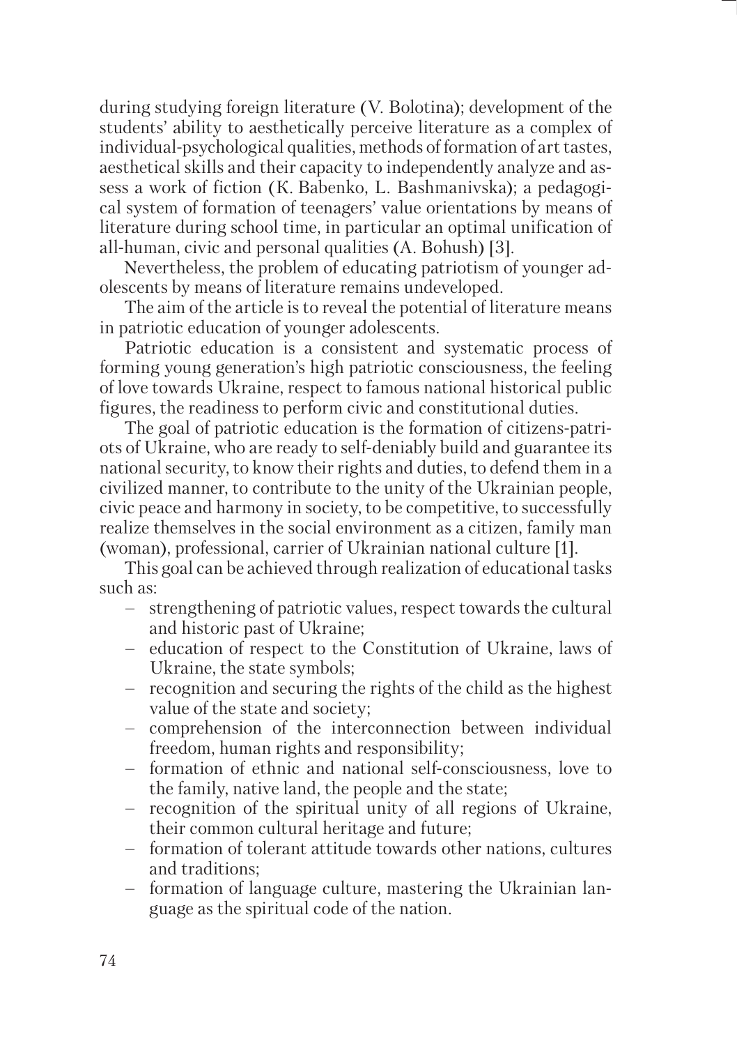during studying foreign literature (V. Bolotina); development of the students' ability to aesthetically perceive literature as a complex of individual-psychological qualities, methods of formation of art tastes, aesthetical skills and their capacity to independently analyze and assess a work of fiction (K. Babenko, L. Bashmanivska); a pedagogical system of formation of teenagers' value orientations by means of literature during school time, in particular an optimal unification of all-human, civic and personal qualities (A. Bohush) [3].

Nevertheless, the problem of educating patriotism of younger adolescents by means of literature remains undeveloped.

The aim of the article is to reveal the potential of literature means in patriotic education of younger adolescents.

Patriotic education is a consistent and systematic process of forming young generation's high patriotic consciousness, the feeling of love towards Ukraine, respect to famous national historical public figures, the readiness to perform civic and constitutional duties.

The goal of patriotic education is the formation of citizens-patriots of Ukraine, who are ready to self-deniably build and guarantee its national security, to know their rights and duties, to defend them in a civilized manner, to contribute to the unity of the Ukrainian people, civic peace and harmony in society, to be competitive, to successfully realize themselves in the social environment as a citizen, family man (woman), professional, carrier of Ukrainian national culture [1].

This goal can be achieved through realization of educational tasks such as:

- strengthening of patriotic values, respect towards the cultural and historic past of Ukraine;
- education of respect to the Constitution of Ukraine, laws of Ukraine, the state symbols;
- recognition and securing the rights of the child as the highest value of the state and society;
- comprehension of the interconnection between individual freedom, human rights and responsibility;
- formation of ethnic and national self-consciousness, love to the family, native land, the people and the state;
- recognition of the spiritual unity of all regions of Ukraine, their common cultural heritage and future;
- formation of tolerant attitude towards other nations, cultures and traditions;
- formation of language culture, mastering the Ukrainian language as the spiritual code of the nation.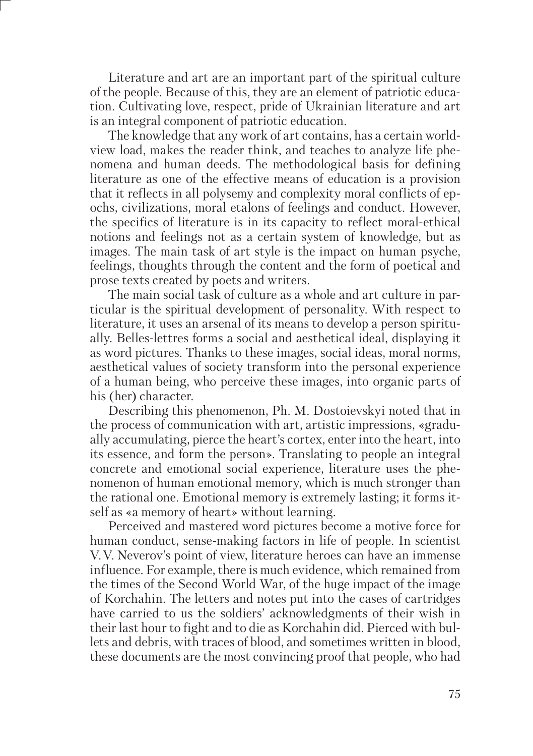Literature and art are an important part of the spiritual culture of the people. Because of this, they are an element of patriotic education. Cultivating love, respect, pride of Ukrainian literature and art is an integral component of patriotic education.

The knowledge that any work of art contains, has a certain worldview load, makes the reader think, and teaches to analyze life phenomena and human deeds. The methodological basis for defining literature as one of the effective means of education is a provision that it reflects in all polysemy and complexity moral conflicts of epochs, civilizations, moral etalons of feelings and conduct. However, the specifics of literature is in its capacity to reflect moral-ethical notions and feelings not as a certain system of knowledge, but as images. The main task of art style is the impact on human psyche, feelings, thoughts through the content and the form of poetical and prose texts created by poets and writers.

The main social task of culture as a whole and art culture in particular is the spiritual development of personality. With respect to literature, it uses an arsenal of its means to develop a person spiritually. Belles-lettres forms a social and aesthetical ideal, displaying it as word pictures. Thanks to these images, social ideas, moral norms, aesthetical values of society transform into the personal experience of a human being, who perceive these images, into organic parts of his (her) character.

Describing this phenomenon, Ph. M. Dostoievskyi noted that in the process of communication with art, artistic impressions, «gradually accumulating, pierce the heart's cortex, enter into the heart, into its essence, and form the person». Translating to people an integral concrete and emotional social experience, literature uses the phenomenon of human emotional memory, which is much stronger than the rational one. Emotional memory is extremely lasting; it forms itself as «a memory of heart» without learning.

Perceived and mastered word pictures become a motive force for human conduct, sense-making factors in life of people. In scientist V.V. Neverov's point of view, literature heroes can have an immense influence. For example, there is much evidence, which remained from the times of the Second World War, of the huge impact of the image of Korchahin. The letters and notes put into the cases of cartridges have carried to us the soldiers' acknowledgments of their wish in their last hour to fight and to die as Korchahin did. Pierced with bullets and debris, with traces of blood, and sometimes written in blood, these documents are the most convincing proof that people, who had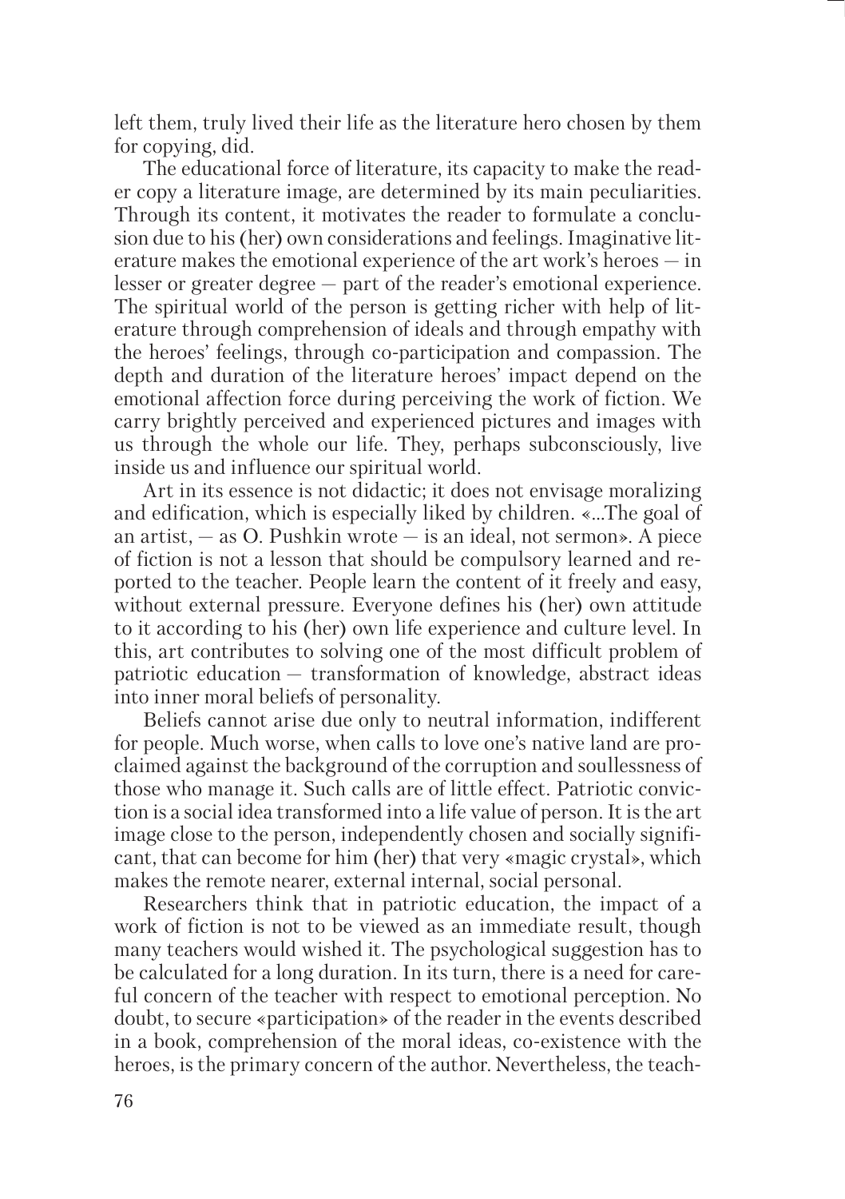left them, truly lived their life as the literature hero chosen by them for copying, did.

The educational force of literature, its capacity to make the reader copy a literature image, are determined by its main peculiarities. Through its content, it motivates the reader to formulate a conclusion due to his (her) own considerations and feelings. Imaginative literature makes the emotional experience of the art work's heroes — in lesser or greater degree — part of the reader's emotional experience. The spiritual world of the person is getting richer with help of literature through comprehension of ideals and through empathy with the heroes' feelings, through co-participation and compassion. The depth and duration of the literature heroes' impact depend on the emotional affection force during perceiving the work of fiction. We carry brightly perceived and experienced pictures and images with us through the whole our life. They, perhaps subconsciously, live inside us and influence our spiritual world.

Art in its essence is not didactic; it does not envisage moralizing and edification, which is especially liked by children. «...The goal of an artist, — as O. Pushkin wrote — is an ideal, not sermon». A piece of fiction is not a lesson that should be compulsory learned and reported to the teacher. People learn the content of it freely and easy, without external pressure. Everyone defines his (her) own attitude to it according to his (her) own life experience and culture level. In this, art contributes to solving one of the most difficult problem of patriotic education — transformation of knowledge, abstract ideas into inner moral beliefs of personality.

Beliefs cannot arise due only to neutral information, indifferent for people. Much worse, when calls to love one's native land are proclaimed against the background of the corruption and soullessness of those who manage it. Such calls are of little effect. Patriotic conviction is a social idea transformed into a life value of person. It is the art image close to the person, independently chosen and socially significant, that can become for him (her) that very «magic crystal», which makes the remote nearer, external internal, social personal.

Researchers think that in patriotic education, the impact of a work of fiction is not to be viewed as an immediate result, though many teachers would wished it. The psychological suggestion has to be calculated for a long duration. In its turn, there is a need for careful concern of the teacher with respect to emotional perception. No doubt, to secure «participation» of the reader in the events described in a book, comprehension of the moral ideas, co-existence with the heroes, is the primary concern of the author. Nevertheless, the teach-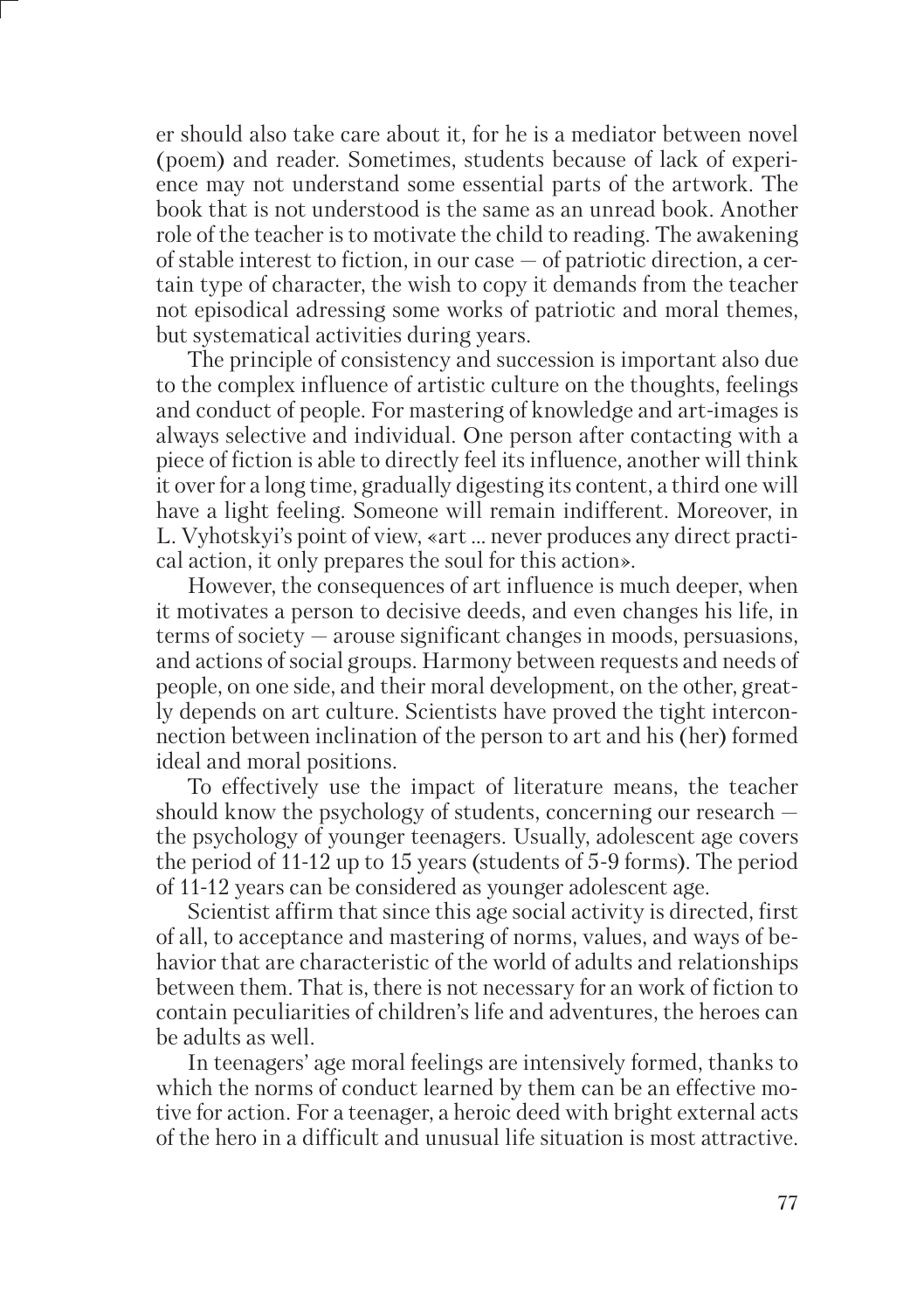er should also take care about it, for he is a mediator between novel (poem) and reader. Sometimes, students because of lack of experience may not understand some essential parts of the artwork. The book that is not understood is the same as an unread book. Another role of the teacher is to motivate the child to reading. The awakening of stable interest to fiction, in our case — of patriotic direction, a certain type of character, the wish to copy it demands from the teacher not episodical adressing some works of patriotic and moral themes, but systematical activities during years.

The principle of consistency and succession is important also due to the complex influence of artistic culture on the thoughts, feelings and conduct of people. For mastering of knowledge and art-images is always selective and individual. One person after contacting with a piece of fiction is able to directly feel its influence, another will think it over for a long time, gradually digesting its content, a third one will have a light feeling. Someone will remain indifferent. Moreover, in L. Vyhotskyi's point of view, «art ... never produces any direct practical action, it only prepares the soul for this action».

However, the consequences of art influence is much deeper, when it motivates a person to decisive deeds, and even changes his life, in terms of society — arouse significant changes in moods, persuasions, and actions of social groups. Harmony between requests and needs of people, on one side, and their moral development, on the other, greatly depends on art culture. Scientists have proved the tight interconnection between inclination of the person to art and his (her) formed ideal and moral positions.

To effectively use the impact of literature means, the teacher should know the psychology of students, concerning our research — the psychology of younger teenagers. Usually, adolescent age covers the period of 11-12 up to 15 years (students of 5-9 forms). The period of 11-12 years can be considered as younger adolescent age.

Scientist affirm that since this age social activity is directed, first of all, to acceptance and mastering of norms, values, and ways of behavior that are characteristic of the world of adults and relationships between them. That is, there is not necessary for an work of fiction to contain peculiarities of children's life and adventures, the heroes can be adults as well.

In teenagers' age moral feelings are intensively formed, thanks to which the norms of conduct learned by them can be an effective motive for action. For a teenager, a heroic deed with bright external acts of the hero in a difficult and unusual life situation is most attractive.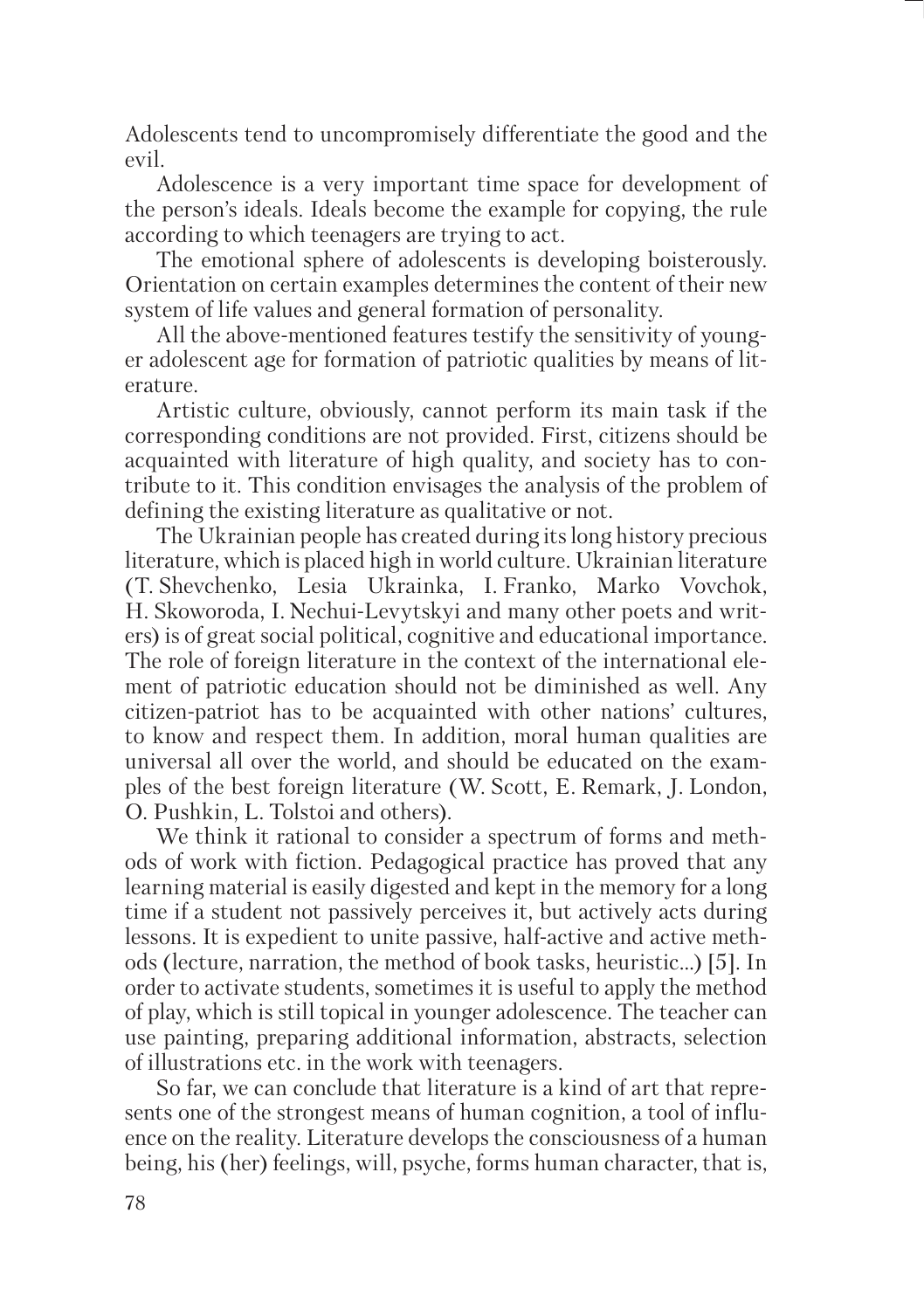Adolescents tend to uncompromisely differentiate the good and the evil.

Adolescence is a very important time space for development of the person's ideals. Ideals become the example for copying, the rule according to which teenagers are trying to act.

The emotional sphere of adolescents is developing boisterously. Orientation on certain examples determines the content of their new system of life values and general formation of personality.

All the above-mentioned features testify the sensitivity of younger adolescent age for formation of patriotic qualities by means of literature.

Artistic culture, obviously, cannot perform its main task if the corresponding conditions are not provided. First, citizens should be acquainted with literature of high quality, and society has to contribute to it. This condition envisages the analysis of the problem of defining the existing literature as qualitative or not.

The Ukrainian people has created during its long history precious literature, which is placed high in world culture. Ukrainian literature (T. Shevchenko, Lesia Ukrainka, I. Franko, Marko Vovchok, H. Skoworoda, I. Nechui-Levytskyi and many other poets and writers) is of great social political, cognitive and educational importance. The role of foreign literature in the context of the international element of patriotic education should not be diminished as well. Any citizen-patriot has to be acquainted with other nations' cultures, to know and respect them. In addition, moral human qualities are universal all over the world, and should be educated on the examples of the best foreign literature (W. Scott, E. Remark, J. London, O. Pushkin, L. Tolstoi and others).

We think it rational to consider a spectrum of forms and methods of work with fiction. Pedagogical practice has proved that any learning material is easily digested and kept in the memory for a long time if a student not passively perceives it, but actively acts during lessons. It is expedient to unite passive, half-active and active methods (lecture, narration, the method of book tasks, heuristic...) [5]. In order to activate students, sometimes it is useful to apply the method of play, which is still topical in younger adolescence. The teacher can use painting, preparing additional information, abstracts, selection of illustrations etc. in the work with teenagers.

So far, we can conclude that literature is a kind of art that represents one of the strongest means of human cognition, a tool of influence on the reality. Literature develops the consciousness of a human being, his (her) feelings, will, psyche, forms human character, that is,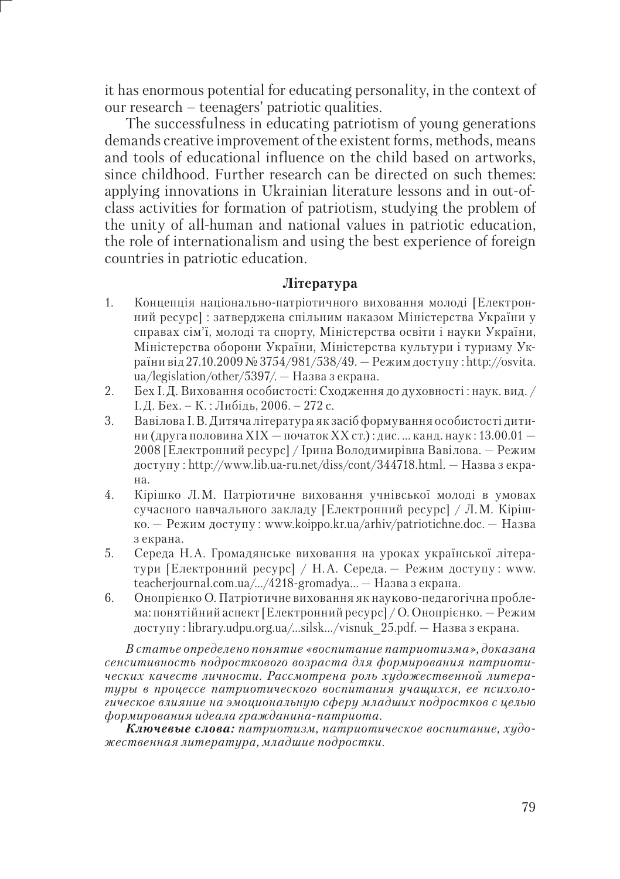it has enormous potential for educating personality, in the context of our research – teenagers' patriotic qualities.

The successfulness in educating patriotism of young generations demands creative improvement of the existent forms, methods, means and tools of educational influence on the child based on artworks, since childhood. Further research can be directed on such themes: applying innovations in Ukrainian literature lessons and in out-of-class activities for formation of patriotism, studying the problem of the unity of all-human and national values in patriotic education, the role of internationalism and using the best experience of foreign countries in patriotic education.

### Література

1. Концепція національно-патріотичного виховання молоді [Електронний ресурс] : затверджена спільним наказом Міністерства України у справах сім'ї, молоді та спорту, Міністерства освіти і науки України, Міністерства оборони України, Міністерства культури і туризму України від 27.10.2009 № 3754/981/538/49. — Режим доступу : http://osvita.ua/legislation/other/5397/. — Назва з екрана.
2. Бех І. Д. Виховання особистості: Сходження до духовності : наук. вид. / І. Д. Бех. – К. : Либідь, 2006. – 272 с.
3. Вавілова І. В. Дитяча література як засіб формування особистості дитини (друга половина XIX — початок XX ст.) : дис. ... канд. наук : 13.00.01 — 2008 [Електронний ресурс] / Ірина Володимирівна Вавілова. — Режим доступу : http://www.lib.ua-ru.net/diss/cont/344718.html. — Назва з екрана.
4. Кірішко Л. М. Патріотичне виховання учнівської молоді в умовах сучасного навчального закладу [Електронний ресурс] / Л. М. Кірішко. — Режим доступу : www.koippo.kr.ua/arhiv/patriotichne.doc. — Назва з екрана.
5. Середа Н. А. Громадянське виховання на уроках української літератури [Електронний ресурс] / Н. А. Середа. — Режим доступу : www.teacherjournal.com.ua/.../4218-gromadya... — Назва з екрана.
6. Оноприєнко О. Патріотичне виховання як науково-педагогічна проблема: понятійний аспект [Електронний ресурс] / О. Оноприєнко. — Режим доступу : library.udpu.org.ua/...silsk.../visnuk_25.pdf. — Назва з екрана.

*В статье определено понятие «воспитание патриотизма», доказана сенситивность подросткового возраста для формирования патриотических качеств личности. Рассмотрена роль художественной литературы в процессе патриотического воспитания учащихся, ее психологическое влияние на эмоциональную сферу младших подростков с целью формирования идеала гражданина-патриота.*

***Ключевые слова:*** *патриотизм, патриотическое воспитание, художественная литература, младшие подростки.*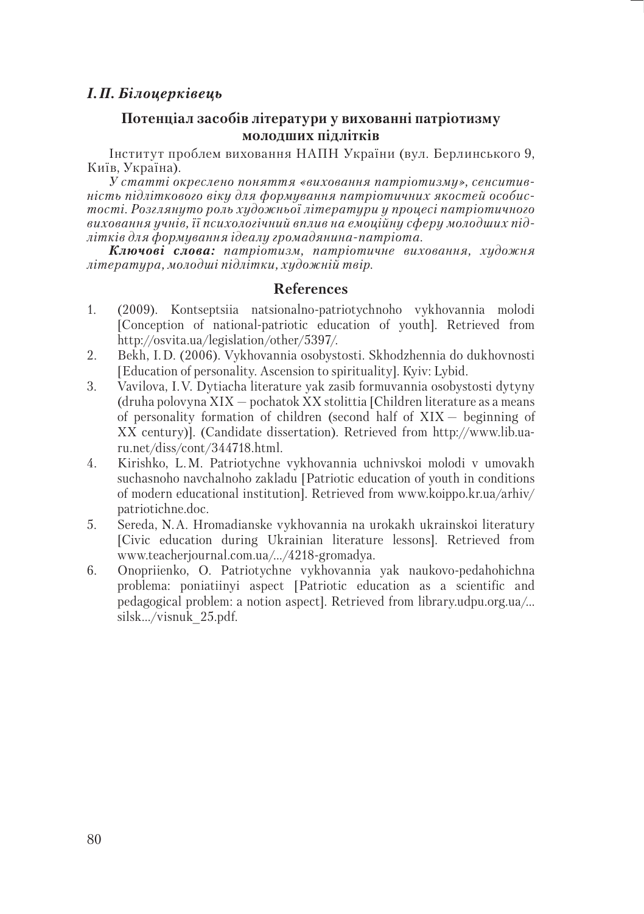***І. П. Білоцерківець***

## Потенціал засобів літератури у вихованні патріотизму молодших підлітків

Інститут проблем виховання НАПН України (вул. Берлинського 9, Київ, Україна).

*У статті окреслено поняття «виховання патріотизму», сенситивність підліткового віку для формування патріотичних якостей особистості. Розглянуто роль художньої літератури у процесі патріотичного виховання учнів, її психологічний вплив на емоційну сферу молодших підлітків для формування ідеалу громадянина-патріота.*

***Ключові слова:*** *патріотизм, патріотичне виховання, художня література, молодші підлітки, художній твір.*

## References

1. (2009). Kontseptsiia natsionalno-patriotychnoho vykhovannia molodi [Conception of national-patriotic education of youth]. Retrieved from http://osvita.ua/legislation/other/5397/.
2. Bekh, I. D. (2006). Vykhovannia osobystosti. Skhodzhennia do dukhovnosti [Education of personality. Ascension to spirituality]. Kyiv: Lybid.
3. Vavilova, I. V. Dytiacha literature yak zasib formuvannia osobystosti dytyny (druha polovyna XIX – pochatok XX stolittia [Children literature as a means of personality formation of children (second half of XIX – beginning of XX century)]. (Candidate dissertation). Retrieved from http://www.lib.ua-ru.net/diss/cont/344718.html.
4. Kirishko, L. M. Patriotychne vykhovannia uchnivskoi molodi v umovakh suchasnoho navchalnoho zakladu [Patriotic education of youth in conditions of modern educational institution]. Retrieved from www.koippo.kr.ua/arhiv/patriotichne.doc.
5. Sereda, N. A. Hromadianske vykhovannia na urokakh ukrainskoi literatury [Civic education during Ukrainian literature lessons]. Retrieved from www.teacherjournal.com.ua/.../4218-gromadya.
6. Onopriienko, O. Patriotychne vykhovannia yak naukovo-pedahohichna problema: poniatiinyi aspect [Patriotic education as a scientific and pedagogical problem: a notion aspect]. Retrieved from library.udpu.org.ua/...silsk.../visnuk_25.pdf.